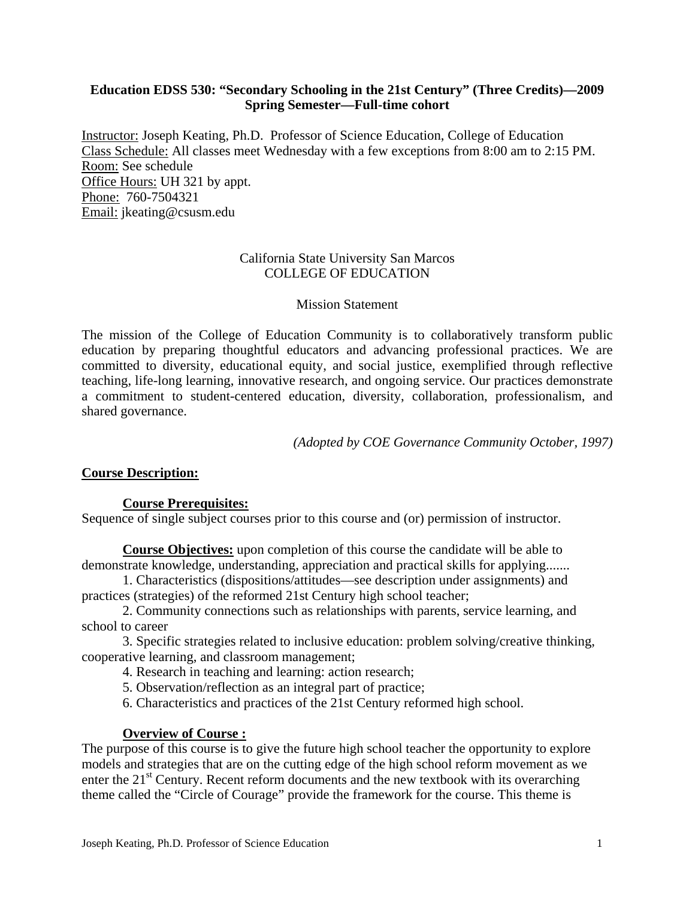**Education EDSS 530: "Secondary Schooling in the 21st Century" (Three Credits)—2009 Spring Semester—Full-time cohort**

Instructor: Joseph Keating, Ph.D. Professor of Science Education, College of Education
Class Schedule: All classes meet Wednesday with a few exceptions from 8:00 am to 2:15 PM.
Room: See schedule
Office Hours: UH 321 by appt.
Phone: 760-7504321
Email: jkeating@csusm.edu

California State University San Marcos
COLLEGE OF EDUCATION

Mission Statement

The mission of the College of Education Community is to collaboratively transform public education by preparing thoughtful educators and advancing professional practices. We are committed to diversity, educational equity, and social justice, exemplified through reflective teaching, life-long learning, innovative research, and ongoing service. Our practices demonstrate a commitment to student-centered education, diversity, collaboration, professionalism, and shared governance.

*(Adopted by COE Governance Community October, 1997)*

## Course Description:

### Course Prerequisites:

Sequence of single subject courses prior to this course and (or) permission of instructor.

**Course Objectives:** upon completion of this course the candidate will be able to demonstrate knowledge, understanding, appreciation and practical skills for applying.......

1. Characteristics (dispositions/attitudes—see description under assignments) and practices (strategies) of the reformed 21st Century high school teacher;
2. Community connections such as relationships with parents, service learning, and school to career
3. Specific strategies related to inclusive education: problem solving/creative thinking, cooperative learning, and classroom management;
4. Research in teaching and learning: action research;
5. Observation/reflection as an integral part of practice;
6. Characteristics and practices of the 21st Century reformed high school.

### Overview of Course :

The purpose of this course is to give the future high school teacher the opportunity to explore models and strategies that are on the cutting edge of the high school reform movement as we enter the 21st Century. Recent reform documents and the new textbook with its overarching theme called the "Circle of Courage" provide the framework for the course. This theme is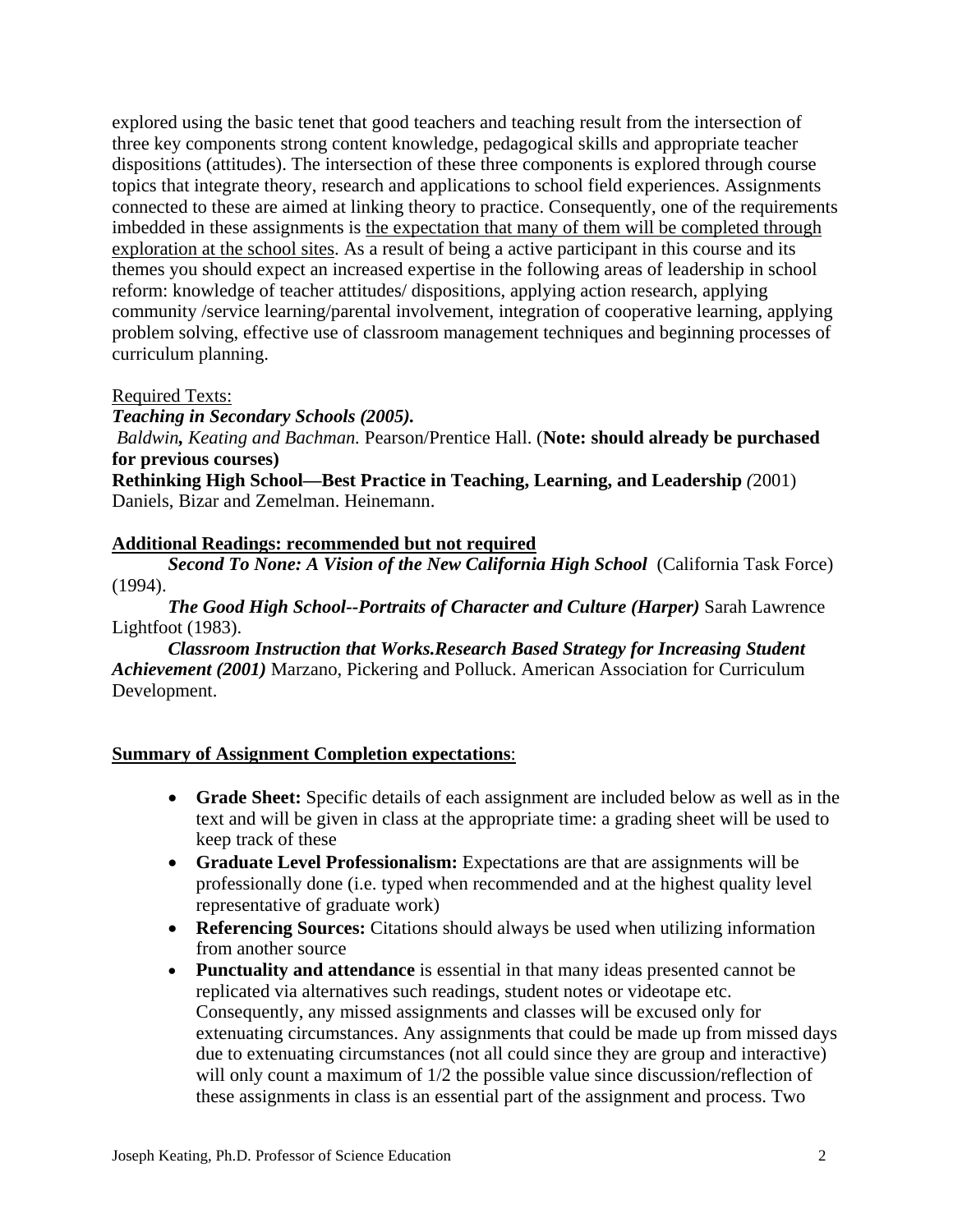explored using the basic tenet that good teachers and teaching result from the intersection of three key components strong content knowledge, pedagogical skills and appropriate teacher dispositions (attitudes). The intersection of these three components is explored through course topics that integrate theory, research and applications to school field experiences. Assignments connected to these are aimed at linking theory to practice. Consequently, one of the requirements imbedded in these assignments is <u>the expectation that many of them will be completed through exploration at the school sites</u>. As a result of being a active participant in this course and its themes you should expect an increased expertise in the following areas of leadership in school reform: knowledge of teacher attitudes/ dispositions, applying action research, applying community /service learning/parental involvement, integration of cooperative learning, applying problem solving, effective use of classroom management techniques and beginning processes of curriculum planning.

<u>Required Texts:</u>

***Teaching in Secondary Schools (2005).***
*Baldwin**,** Keating and Bachman.* Pearson/Prentice Hall. (**Note: should already be purchased for previous courses)**

**Rethinking High School—Best Practice in Teaching, Learning, and Leadership** *(*2001) Daniels, Bizar and Zemelman. Heinemann.

**<u>Additional Readings: recommended but not required</u>**

***Second To None: A Vision of the New California High School*** (California Task Force) (1994).

***The Good High School--Portraits of Character and Culture (Harper)*** Sarah Lawrence Lightfoot (1983).

***Classroom Instruction that Works.Research Based Strategy for Increasing Student Achievement (2001)*** Marzano, Pickering and Polluck. American Association for Curriculum Development.

**<u>Summary of Assignment Completion expectations</u>**:

- **Grade Sheet:** Specific details of each assignment are included below as well as in the text and will be given in class at the appropriate time: a grading sheet will be used to keep track of these
- **Graduate Level Professionalism:** Expectations are that are assignments will be professionally done (i.e. typed when recommended and at the highest quality level representative of graduate work)
- **Referencing Sources:** Citations should always be used when utilizing information from another source
- **Punctuality and attendance** is essential in that many ideas presented cannot be replicated via alternatives such readings, student notes or videotape etc. Consequently, any missed assignments and classes will be excused only for extenuating circumstances. Any assignments that could be made up from missed days due to extenuating circumstances (not all could since they are group and interactive) will only count a maximum of 1/2 the possible value since discussion/reflection of these assignments in class is an essential part of the assignment and process. Two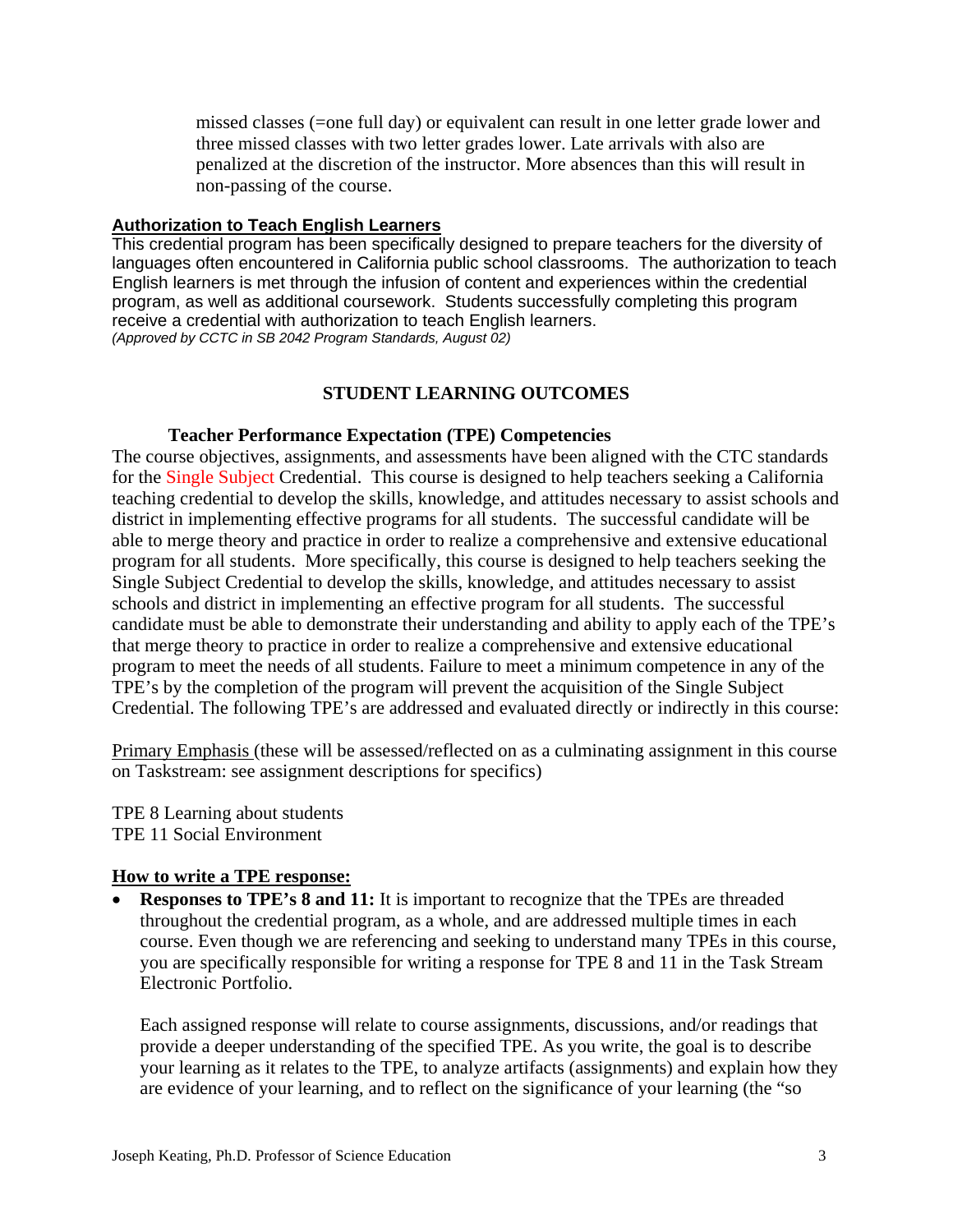missed classes (=one full day) or equivalent can result in one letter grade lower and three missed classes with two letter grades lower. Late arrivals with also are penalized at the discretion of the instructor. More absences than this will result in non-passing of the course.

**Authorization to Teach English Learners**

This credential program has been specifically designed to prepare teachers for the diversity of languages often encountered in California public school classrooms. The authorization to teach English learners is met through the infusion of content and experiences within the credential program, as well as additional coursework. Students successfully completing this program receive a credential with authorization to teach English learners.
*(Approved by CCTC in SB 2042 Program Standards, August 02)*

## STUDENT LEARNING OUTCOMES

### Teacher Performance Expectation (TPE) Competencies

The course objectives, assignments, and assessments have been aligned with the CTC standards for the Single Subject Credential. This course is designed to help teachers seeking a California teaching credential to develop the skills, knowledge, and attitudes necessary to assist schools and district in implementing effective programs for all students. The successful candidate will be able to merge theory and practice in order to realize a comprehensive and extensive educational program for all students. More specifically, this course is designed to help teachers seeking the Single Subject Credential to develop the skills, knowledge, and attitudes necessary to assist schools and district in implementing an effective program for all students. The successful candidate must be able to demonstrate their understanding and ability to apply each of the TPE's that merge theory to practice in order to realize a comprehensive and extensive educational program to meet the needs of all students. Failure to meet a minimum competence in any of the TPE's by the completion of the program will prevent the acquisition of the Single Subject Credential. The following TPE's are addressed and evaluated directly or indirectly in this course:

Primary Emphasis (these will be assessed/reflected on as a culminating assignment in this course on Taskstream: see assignment descriptions for specifics)

TPE 8 Learning about students
TPE 11 Social Environment

**How to write a TPE response:**

- **Responses to TPE's 8 and 11:** It is important to recognize that the TPEs are threaded throughout the credential program, as a whole, and are addressed multiple times in each course. Even though we are referencing and seeking to understand many TPEs in this course, you are specifically responsible for writing a response for TPE 8 and 11 in the Task Stream Electronic Portfolio.

  Each assigned response will relate to course assignments, discussions, and/or readings that provide a deeper understanding of the specified TPE. As you write, the goal is to describe your learning as it relates to the TPE, to analyze artifacts (assignments) and explain how they are evidence of your learning, and to reflect on the significance of your learning (the "so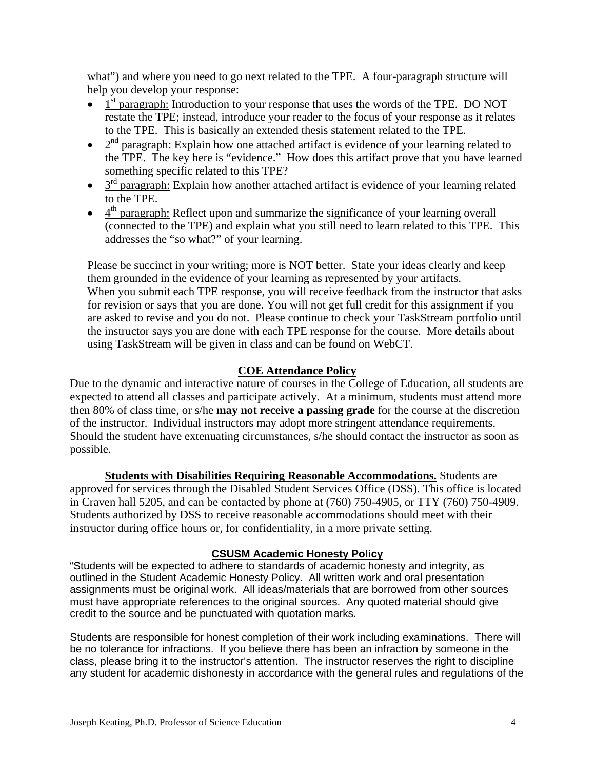what") and where you need to go next related to the TPE. A four-paragraph structure will help you develop your response:

- 1st paragraph: Introduction to your response that uses the words of the TPE. DO NOT restate the TPE; instead, introduce your reader to the focus of your response as it relates to the TPE. This is basically an extended thesis statement related to the TPE.
- 2nd paragraph: Explain how one attached artifact is evidence of your learning related to the TPE. The key here is "evidence." How does this artifact prove that you have learned something specific related to this TPE?
- 3rd paragraph: Explain how another attached artifact is evidence of your learning related to the TPE.
- 4th paragraph: Reflect upon and summarize the significance of your learning overall (connected to the TPE) and explain what you still need to learn related to this TPE. This addresses the "so what?" of your learning.

Please be succinct in your writing; more is NOT better. State your ideas clearly and keep them grounded in the evidence of your learning as represented by your artifacts.
When you submit each TPE response, you will receive feedback from the instructor that asks for revision or says that you are done. You will not get full credit for this assignment if you are asked to revise and you do not. Please continue to check your TaskStream portfolio until the instructor says you are done with each TPE response for the course. More details about using TaskStream will be given in class and can be found on WebCT.

## COE Attendance Policy

Due to the dynamic and interactive nature of courses in the College of Education, all students are expected to attend all classes and participate actively. At a minimum, students must attend more then 80% of class time, or s/he **may not receive a passing grade** for the course at the discretion of the instructor. Individual instructors may adopt more stringent attendance requirements. Should the student have extenuating circumstances, s/he should contact the instructor as soon as possible.

**Students with Disabilities Requiring Reasonable Accommodations.** Students are approved for services through the Disabled Student Services Office (DSS). This office is located in Craven hall 5205, and can be contacted by phone at (760) 750-4905, or TTY (760) 750-4909. Students authorized by DSS to receive reasonable accommodations should meet with their instructor during office hours or, for confidentiality, in a more private setting.

## CSUSM Academic Honesty Policy

"Students will be expected to adhere to standards of academic honesty and integrity, as outlined in the Student Academic Honesty Policy. All written work and oral presentation assignments must be original work. All ideas/materials that are borrowed from other sources must have appropriate references to the original sources. Any quoted material should give credit to the source and be punctuated with quotation marks.

Students are responsible for honest completion of their work including examinations. There will be no tolerance for infractions. If you believe there has been an infraction by someone in the class, please bring it to the instructor's attention. The instructor reserves the right to discipline any student for academic dishonesty in accordance with the general rules and regulations of the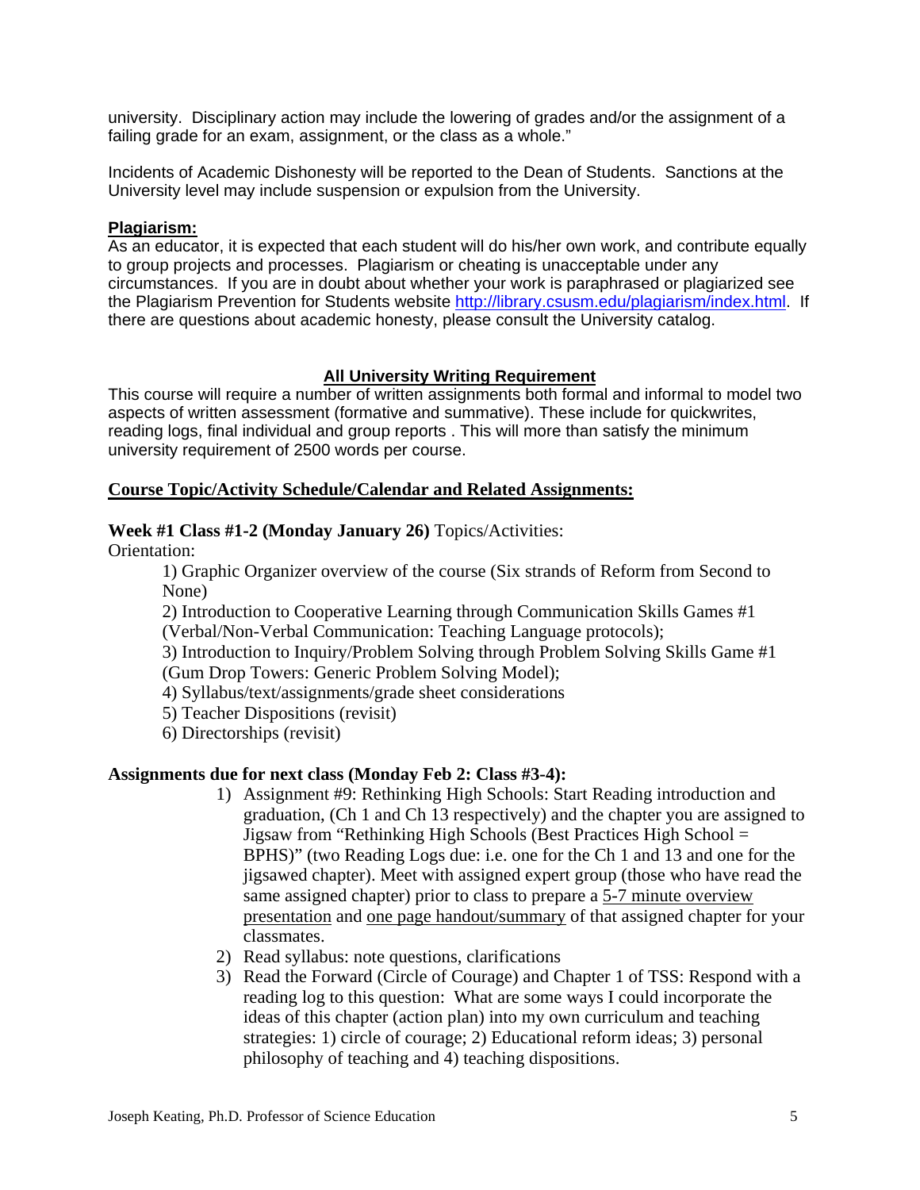university. Disciplinary action may include the lowering of grades and/or the assignment of a failing grade for an exam, assignment, or the class as a whole."

Incidents of Academic Dishonesty will be reported to the Dean of Students. Sanctions at the University level may include suspension or expulsion from the University.

**Plagiarism:**

As an educator, it is expected that each student will do his/her own work, and contribute equally to group projects and processes. Plagiarism or cheating is unacceptable under any circumstances. If you are in doubt about whether your work is paraphrased or plagiarized see the Plagiarism Prevention for Students website http://library.csusm.edu/plagiarism/index.html. If there are questions about academic honesty, please consult the University catalog.

## All University Writing Requirement

This course will require a number of written assignments both formal and informal to model two aspects of written assessment (formative and summative). These include for quickwrites, reading logs, final individual and group reports . This will more than satisfy the minimum university requirement of 2500 words per course.

## Course Topic/Activity Schedule/Calendar and Related Assignments:

**Week #1 Class #1-2 (Monday January 26)** Topics/Activities:

Orientation:

1) Graphic Organizer overview of the course (Six strands of Reform from Second to None)
2) Introduction to Cooperative Learning through Communication Skills Games #1 (Verbal/Non-Verbal Communication: Teaching Language protocols);
3) Introduction to Inquiry/Problem Solving through Problem Solving Skills Game #1 (Gum Drop Towers: Generic Problem Solving Model);
4) Syllabus/text/assignments/grade sheet considerations
5) Teacher Dispositions (revisit)
6) Directorships (revisit)

**Assignments due for next class (Monday Feb 2: Class #3-4):**

1) Assignment #9: Rethinking High Schools: Start Reading introduction and graduation, (Ch 1 and Ch 13 respectively) and the chapter you are assigned to Jigsaw from "Rethinking High Schools (Best Practices High School = BPHS)" (two Reading Logs due: i.e. one for the Ch 1 and 13 and one for the jigsawed chapter). Meet with assigned expert group (those who have read the same assigned chapter) prior to class to prepare a 5-7 minute overview presentation and one page handout/summary of that assigned chapter for your classmates.
2) Read syllabus: note questions, clarifications
3) Read the Forward (Circle of Courage) and Chapter 1 of TSS: Respond with a reading log to this question: What are some ways I could incorporate the ideas of this chapter (action plan) into my own curriculum and teaching strategies: 1) circle of courage; 2) Educational reform ideas; 3) personal philosophy of teaching and 4) teaching dispositions.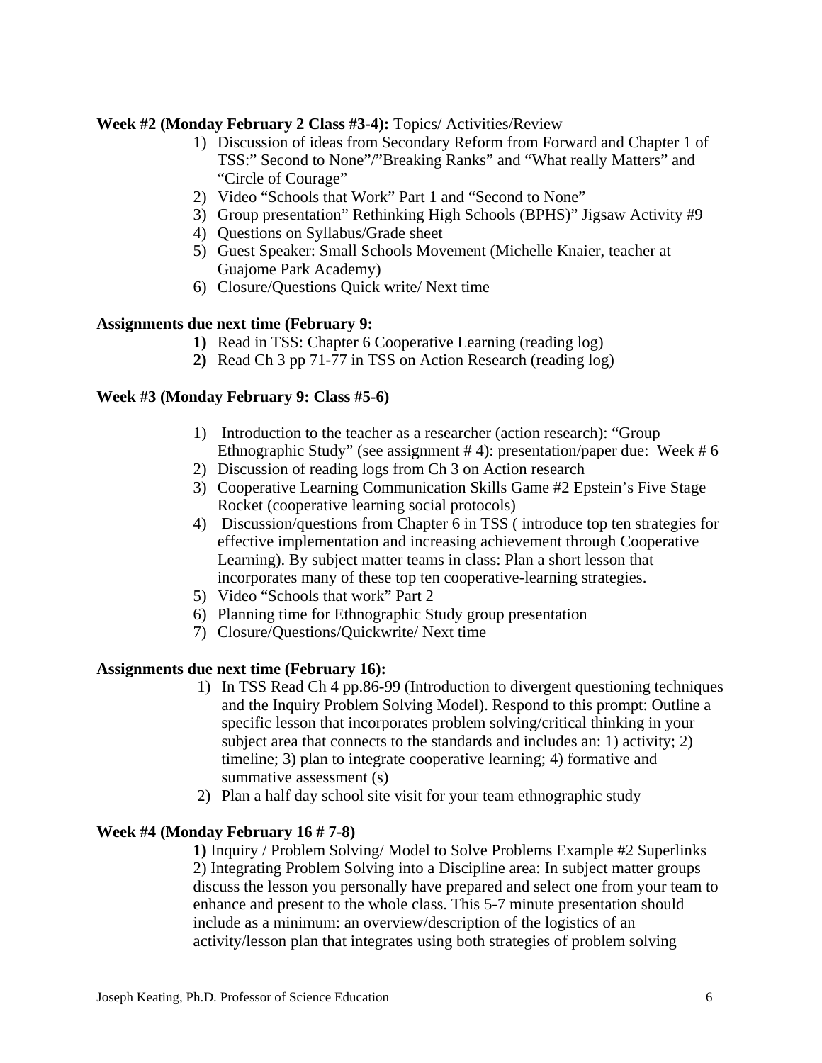**Week #2 (Monday February 2 Class #3-4):** Topics/ Activities/Review

1) Discussion of ideas from Secondary Reform from Forward and Chapter 1 of TSS:" Second to None"/"Breaking Ranks" and "What really Matters" and "Circle of Courage"
2) Video "Schools that Work" Part 1 and "Second to None"
3) Group presentation" Rethinking High Schools (BPHS)" Jigsaw Activity #9
4) Questions on Syllabus/Grade sheet
5) Guest Speaker: Small Schools Movement (Michelle Knaier, teacher at Guajome Park Academy)
6) Closure/Questions Quick write/ Next time

**Assignments due next time (February 9:**

**1)** Read in TSS: Chapter 6 Cooperative Learning (reading log)
**2)** Read Ch 3 pp 71-77 in TSS on Action Research (reading log)

**Week #3 (Monday February 9: Class #5-6)**

1) Introduction to the teacher as a researcher (action research): "Group Ethnographic Study" (see assignment # 4): presentation/paper due: Week # 6
2) Discussion of reading logs from Ch 3 on Action research
3) Cooperative Learning Communication Skills Game #2 Epstein's Five Stage Rocket (cooperative learning social protocols)
4) Discussion/questions from Chapter 6 in TSS ( introduce top ten strategies for effective implementation and increasing achievement through Cooperative Learning). By subject matter teams in class: Plan a short lesson that incorporates many of these top ten cooperative-learning strategies.
5) Video "Schools that work" Part 2
6) Planning time for Ethnographic Study group presentation
7) Closure/Questions/Quickwrite/ Next time

**Assignments due next time (February 16):**

1) In TSS Read Ch 4 pp.86-99 (Introduction to divergent questioning techniques and the Inquiry Problem Solving Model). Respond to this prompt: Outline a specific lesson that incorporates problem solving/critical thinking in your subject area that connects to the standards and includes an: 1) activity; 2) timeline; 3) plan to integrate cooperative learning; 4) formative and summative assessment (s)
2) Plan a half day school site visit for your team ethnographic study

**Week #4 (Monday February 16 # 7-8)**

**1)** Inquiry / Problem Solving/ Model to Solve Problems Example #2 Superlinks
2) Integrating Problem Solving into a Discipline area: In subject matter groups discuss the lesson you personally have prepared and select one from your team to enhance and present to the whole class. This 5-7 minute presentation should include as a minimum: an overview/description of the logistics of an activity/lesson plan that integrates using both strategies of problem solving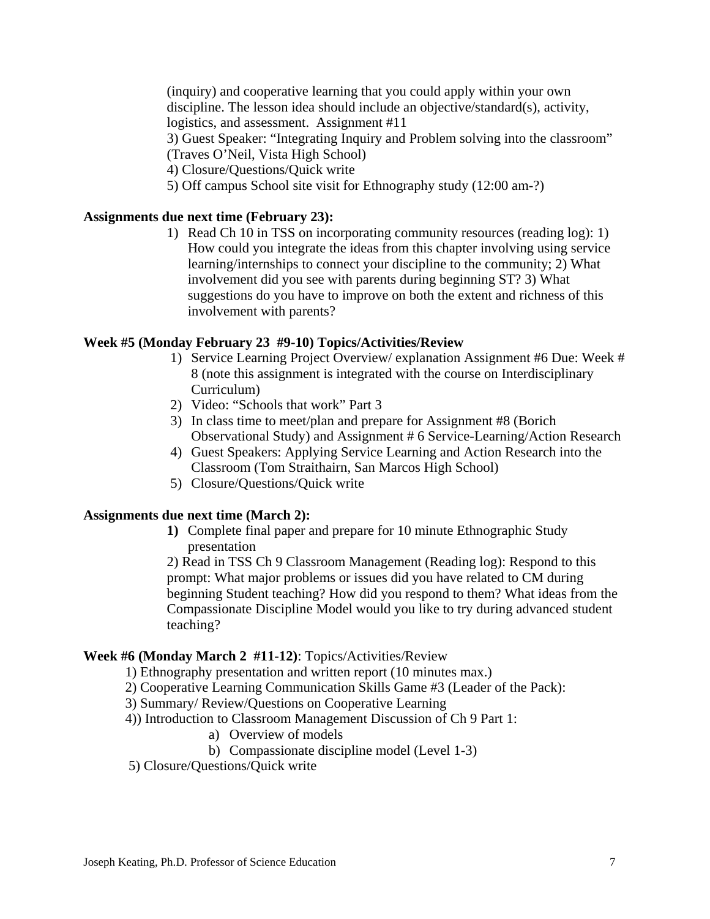(inquiry) and cooperative learning that you could apply within your own discipline. The lesson idea should include an objective/standard(s), activity, logistics, and assessment. Assignment #11

3) Guest Speaker: "Integrating Inquiry and Problem solving into the classroom" (Traves O'Neil, Vista High School)

4) Closure/Questions/Quick write

5) Off campus School site visit for Ethnography study (12:00 am-?)

**Assignments due next time (February 23):**

1) Read Ch 10 in TSS on incorporating community resources (reading log): 1) How could you integrate the ideas from this chapter involving using service learning/internships to connect your discipline to the community; 2) What involvement did you see with parents during beginning ST? 3) What suggestions do you have to improve on both the extent and richness of this involvement with parents?

**Week #5 (Monday February 23 #9-10) Topics/Activities/Review**

1) Service Learning Project Overview/ explanation Assignment #6 Due: Week # 8 (note this assignment is integrated with the course on Interdisciplinary Curriculum)
2) Video: "Schools that work" Part 3
3) In class time to meet/plan and prepare for Assignment #8 (Borich Observational Study) and Assignment # 6 Service-Learning/Action Research
4) Guest Speakers: Applying Service Learning and Action Research into the Classroom (Tom Straithairn, San Marcos High School)
5) Closure/Questions/Quick write

**Assignments due next time (March 2):**

**1)** Complete final paper and prepare for 10 minute Ethnographic Study presentation

2) Read in TSS Ch 9 Classroom Management (Reading log): Respond to this prompt: What major problems or issues did you have related to CM during beginning Student teaching? How did you respond to them? What ideas from the Compassionate Discipline Model would you like to try during advanced student teaching?

**Week #6 (Monday March 2 #11-12)**: Topics/Activities/Review

1) Ethnography presentation and written report (10 minutes max.)

2) Cooperative Learning Communication Skills Game #3 (Leader of the Pack):

3) Summary/ Review/Questions on Cooperative Learning

4)) Introduction to Classroom Management Discussion of Ch 9 Part 1:

a) Overview of models

b) Compassionate discipline model (Level 1-3)

5) Closure/Questions/Quick write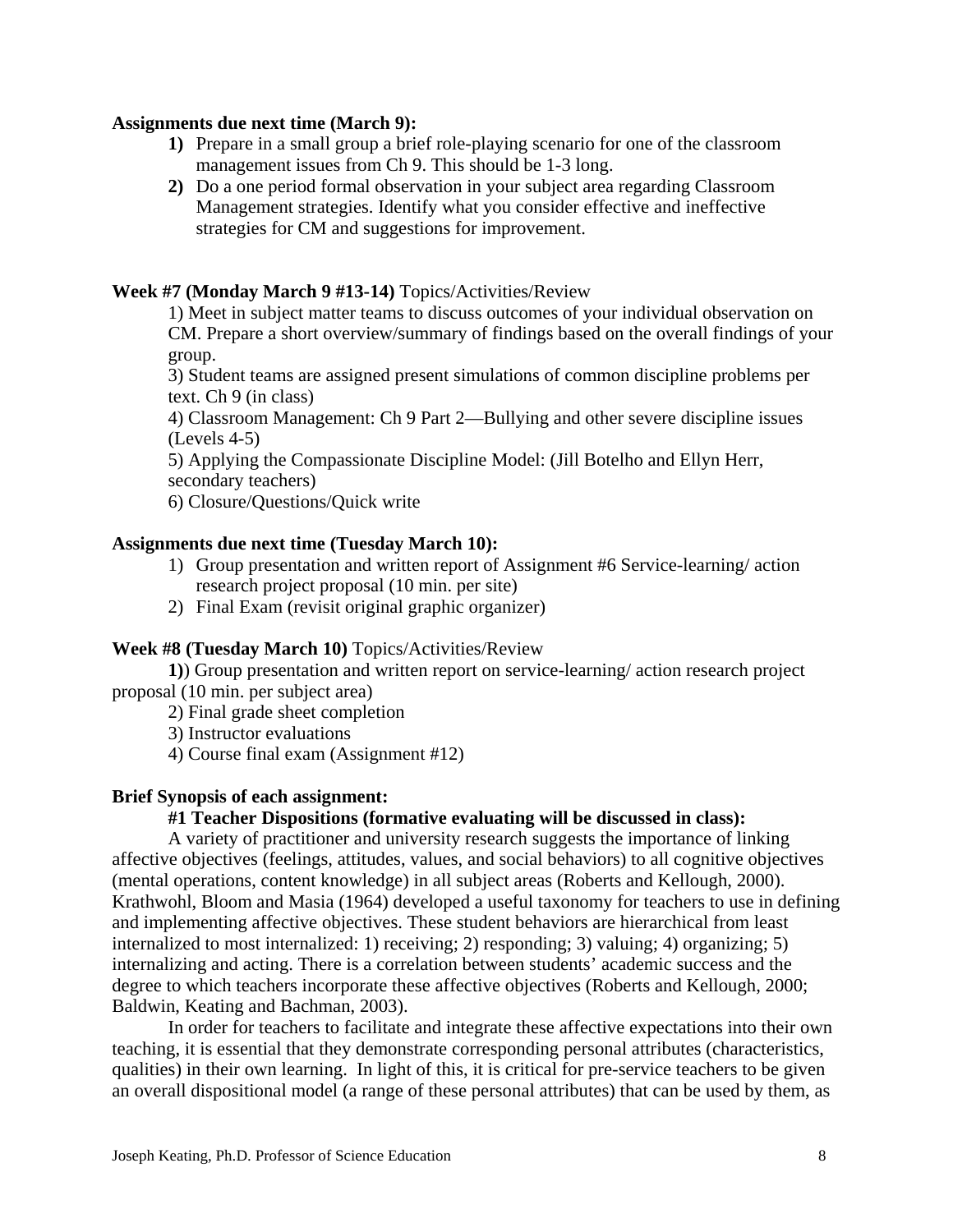**Assignments due next time (March 9):**

1) Prepare in a small group a brief role-playing scenario for one of the classroom management issues from Ch 9. This should be 1-3 long.
2) Do a one period formal observation in your subject area regarding Classroom Management strategies. Identify what you consider effective and ineffective strategies for CM and suggestions for improvement.

**Week #7 (Monday March 9 #13-14)** Topics/Activities/Review

1) Meet in subject matter teams to discuss outcomes of your individual observation on CM. Prepare a short overview/summary of findings based on the overall findings of your group.

3) Student teams are assigned present simulations of common discipline problems per text. Ch 9 (in class)

4) Classroom Management: Ch 9 Part 2—Bullying and other severe discipline issues (Levels 4-5)

5) Applying the Compassionate Discipline Model: (Jill Botelho and Ellyn Herr, secondary teachers)

6) Closure/Questions/Quick write

**Assignments due next time (Tuesday March 10):**

1) Group presentation and written report of Assignment #6 Service-learning/ action research project proposal (10 min. per site)
2) Final Exam (revisit original graphic organizer)

**Week #8 (Tuesday March 10)** Topics/Activities/Review

**1)**) Group presentation and written report on service-learning/ action research project proposal (10 min. per subject area)

2) Final grade sheet completion

3) Instructor evaluations

4) Course final exam (Assignment #12)

**Brief Synopsis of each assignment:**

**#1 Teacher Dispositions (formative evaluating will be discussed in class):**

A variety of practitioner and university research suggests the importance of linking affective objectives (feelings, attitudes, values, and social behaviors) to all cognitive objectives (mental operations, content knowledge) in all subject areas (Roberts and Kellough, 2000). Krathwohl, Bloom and Masia (1964) developed a useful taxonomy for teachers to use in defining and implementing affective objectives. These student behaviors are hierarchical from least internalized to most internalized: 1) receiving; 2) responding; 3) valuing; 4) organizing; 5) internalizing and acting. There is a correlation between students' academic success and the degree to which teachers incorporate these affective objectives (Roberts and Kellough, 2000; Baldwin, Keating and Bachman, 2003).

In order for teachers to facilitate and integrate these affective expectations into their own teaching, it is essential that they demonstrate corresponding personal attributes (characteristics, qualities) in their own learning. In light of this, it is critical for pre-service teachers to be given an overall dispositional model (a range of these personal attributes) that can be used by them, as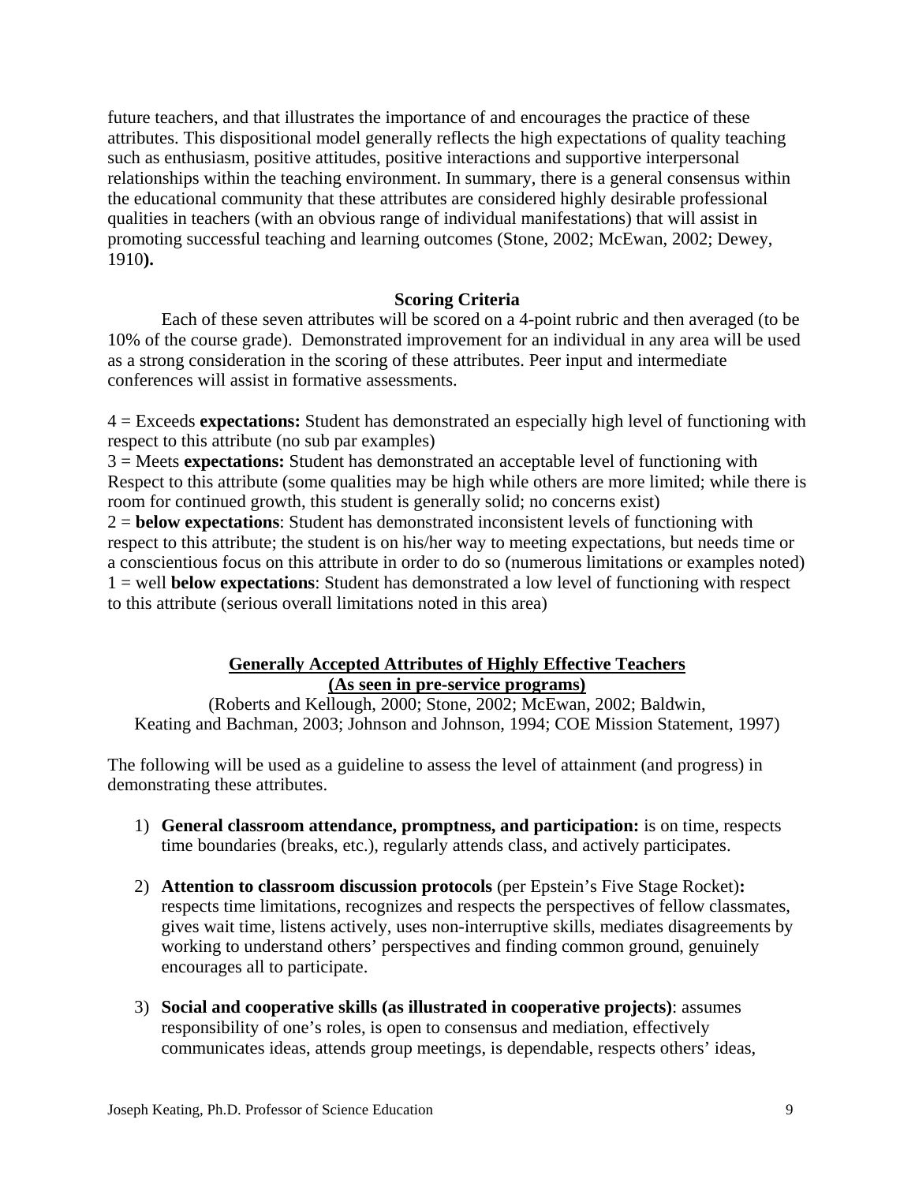future teachers, and that illustrates the importance of and encourages the practice of these attributes. This dispositional model generally reflects the high expectations of quality teaching such as enthusiasm, positive attitudes, positive interactions and supportive interpersonal relationships within the teaching environment. In summary, there is a general consensus within the educational community that these attributes are considered highly desirable professional qualities in teachers (with an obvious range of individual manifestations) that will assist in promoting successful teaching and learning outcomes (Stone, 2002; McEwan, 2002; Dewey, 1910**).**

### Scoring Criteria

Each of these seven attributes will be scored on a 4-point rubric and then averaged (to be 10% of the course grade). Demonstrated improvement for an individual in any area will be used as a strong consideration in the scoring of these attributes. Peer input and intermediate conferences will assist in formative assessments.

4 = Exceeds **expectations:** Student has demonstrated an especially high level of functioning with respect to this attribute (no sub par examples)
3 = Meets **expectations:** Student has demonstrated an acceptable level of functioning with Respect to this attribute (some qualities may be high while others are more limited; while there is room for continued growth, this student is generally solid; no concerns exist)
2 = **below expectations**: Student has demonstrated inconsistent levels of functioning with respect to this attribute; the student is on his/her way to meeting expectations, but needs time or a conscientious focus on this attribute in order to do so (numerous limitations or examples noted)
1 = well **below expectations**: Student has demonstrated a low level of functioning with respect to this attribute (serious overall limitations noted in this area)

### Generally Accepted Attributes of Highly Effective Teachers (As seen in pre-service programs)

(Roberts and Kellough, 2000; Stone, 2002; McEwan, 2002; Baldwin, Keating and Bachman, 2003; Johnson and Johnson, 1994; COE Mission Statement, 1997)

The following will be used as a guideline to assess the level of attainment (and progress) in demonstrating these attributes.

1) **General classroom attendance, promptness, and participation:** is on time, respects time boundaries (breaks, etc.), regularly attends class, and actively participates.

2) **Attention to classroom discussion protocols** (per Epstein's Five Stage Rocket)**:** respects time limitations, recognizes and respects the perspectives of fellow classmates, gives wait time, listens actively, uses non-interruptive skills, mediates disagreements by working to understand others' perspectives and finding common ground, genuinely encourages all to participate.

3) **Social and cooperative skills (as illustrated in cooperative projects)**: assumes responsibility of one's roles, is open to consensus and mediation, effectively communicates ideas, attends group meetings, is dependable, respects others' ideas,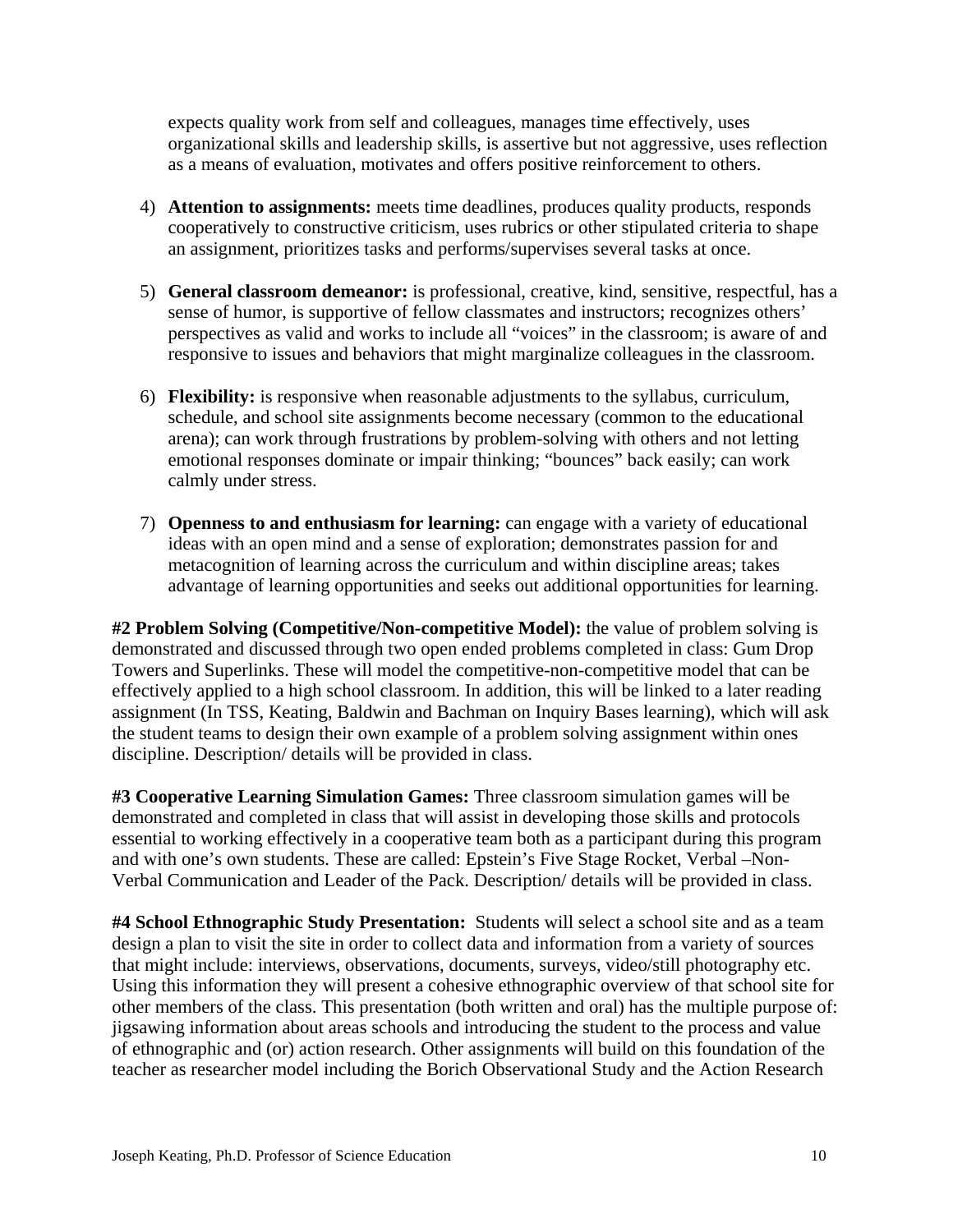expects quality work from self and colleagues, manages time effectively, uses organizational skills and leadership skills, is assertive but not aggressive, uses reflection as a means of evaluation, motivates and offers positive reinforcement to others.

4) **Attention to assignments:** meets time deadlines, produces quality products, responds cooperatively to constructive criticism, uses rubrics or other stipulated criteria to shape an assignment, prioritizes tasks and performs/supervises several tasks at once.

5) **General classroom demeanor:** is professional, creative, kind, sensitive, respectful, has a sense of humor, is supportive of fellow classmates and instructors; recognizes others' perspectives as valid and works to include all "voices" in the classroom; is aware of and responsive to issues and behaviors that might marginalize colleagues in the classroom.

6) **Flexibility:** is responsive when reasonable adjustments to the syllabus, curriculum, schedule, and school site assignments become necessary (common to the educational arena); can work through frustrations by problem-solving with others and not letting emotional responses dominate or impair thinking; "bounces" back easily; can work calmly under stress.

7) **Openness to and enthusiasm for learning:** can engage with a variety of educational ideas with an open mind and a sense of exploration; demonstrates passion for and metacognition of learning across the curriculum and within discipline areas; takes advantage of learning opportunities and seeks out additional opportunities for learning.

**#2 Problem Solving (Competitive/Non-competitive Model):** the value of problem solving is demonstrated and discussed through two open ended problems completed in class: Gum Drop Towers and Superlinks. These will model the competitive-non-competitive model that can be effectively applied to a high school classroom. In addition, this will be linked to a later reading assignment (In TSS, Keating, Baldwin and Bachman on Inquiry Bases learning), which will ask the student teams to design their own example of a problem solving assignment within ones discipline. Description/ details will be provided in class.

**#3 Cooperative Learning Simulation Games:** Three classroom simulation games will be demonstrated and completed in class that will assist in developing those skills and protocols essential to working effectively in a cooperative team both as a participant during this program and with one's own students. These are called: Epstein's Five Stage Rocket, Verbal –Non-Verbal Communication and Leader of the Pack. Description/ details will be provided in class.

**#4 School Ethnographic Study Presentation:** Students will select a school site and as a team design a plan to visit the site in order to collect data and information from a variety of sources that might include: interviews, observations, documents, surveys, video/still photography etc. Using this information they will present a cohesive ethnographic overview of that school site for other members of the class. This presentation (both written and oral) has the multiple purpose of: jigsawing information about areas schools and introducing the student to the process and value of ethnographic and (or) action research. Other assignments will build on this foundation of the teacher as researcher model including the Borich Observational Study and the Action Research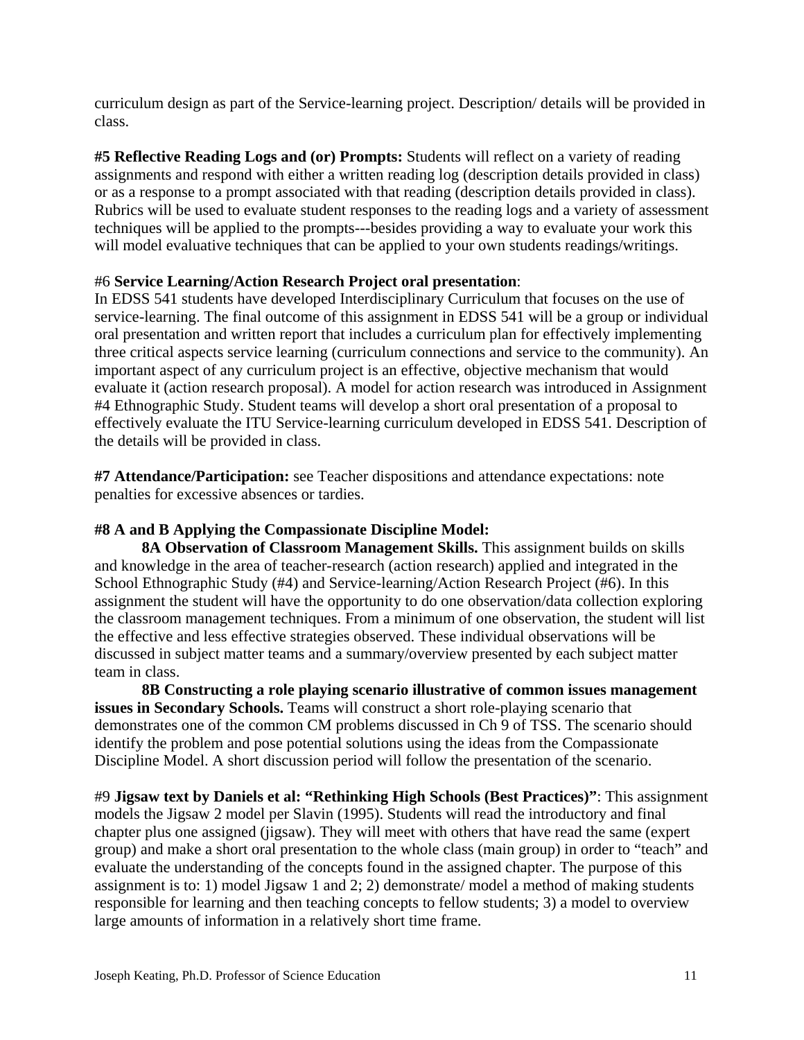curriculum design as part of the Service-learning project. Description/ details will be provided in class.

**#5 Reflective Reading Logs and (or) Prompts:** Students will reflect on a variety of reading assignments and respond with either a written reading log (description details provided in class) or as a response to a prompt associated with that reading (description details provided in class). Rubrics will be used to evaluate student responses to the reading logs and a variety of assessment techniques will be applied to the prompts---besides providing a way to evaluate your work this will model evaluative techniques that can be applied to your own students readings/writings.

#6 **Service Learning/Action Research Project oral presentation**:
In EDSS 541 students have developed Interdisciplinary Curriculum that focuses on the use of service-learning. The final outcome of this assignment in EDSS 541 will be a group or individual oral presentation and written report that includes a curriculum plan for effectively implementing three critical aspects service learning (curriculum connections and service to the community). An important aspect of any curriculum project is an effective, objective mechanism that would evaluate it (action research proposal). A model for action research was introduced in Assignment #4 Ethnographic Study. Student teams will develop a short oral presentation of a proposal to effectively evaluate the ITU Service-learning curriculum developed in EDSS 541. Description of the details will be provided in class.

**#7 Attendance/Participation:** see Teacher dispositions and attendance expectations: note penalties for excessive absences or tardies.

**#8 A and B Applying the Compassionate Discipline Model:**

**8A Observation of Classroom Management Skills.** This assignment builds on skills and knowledge in the area of teacher-research (action research) applied and integrated in the School Ethnographic Study (#4) and Service-learning/Action Research Project (#6). In this assignment the student will have the opportunity to do one observation/data collection exploring the classroom management techniques. From a minimum of one observation, the student will list the effective and less effective strategies observed. These individual observations will be discussed in subject matter teams and a summary/overview presented by each subject matter team in class.

**8B Constructing a role playing scenario illustrative of common issues management issues in Secondary Schools.** Teams will construct a short role-playing scenario that demonstrates one of the common CM problems discussed in Ch 9 of TSS. The scenario should identify the problem and pose potential solutions using the ideas from the Compassionate Discipline Model. A short discussion period will follow the presentation of the scenario.

#9 **Jigsaw text by Daniels et al: "Rethinking High Schools (Best Practices)"**: This assignment models the Jigsaw 2 model per Slavin (1995). Students will read the introductory and final chapter plus one assigned (jigsaw). They will meet with others that have read the same (expert group) and make a short oral presentation to the whole class (main group) in order to "teach" and evaluate the understanding of the concepts found in the assigned chapter. The purpose of this assignment is to: 1) model Jigsaw 1 and 2; 2) demonstrate/ model a method of making students responsible for learning and then teaching concepts to fellow students; 3) a model to overview large amounts of information in a relatively short time frame.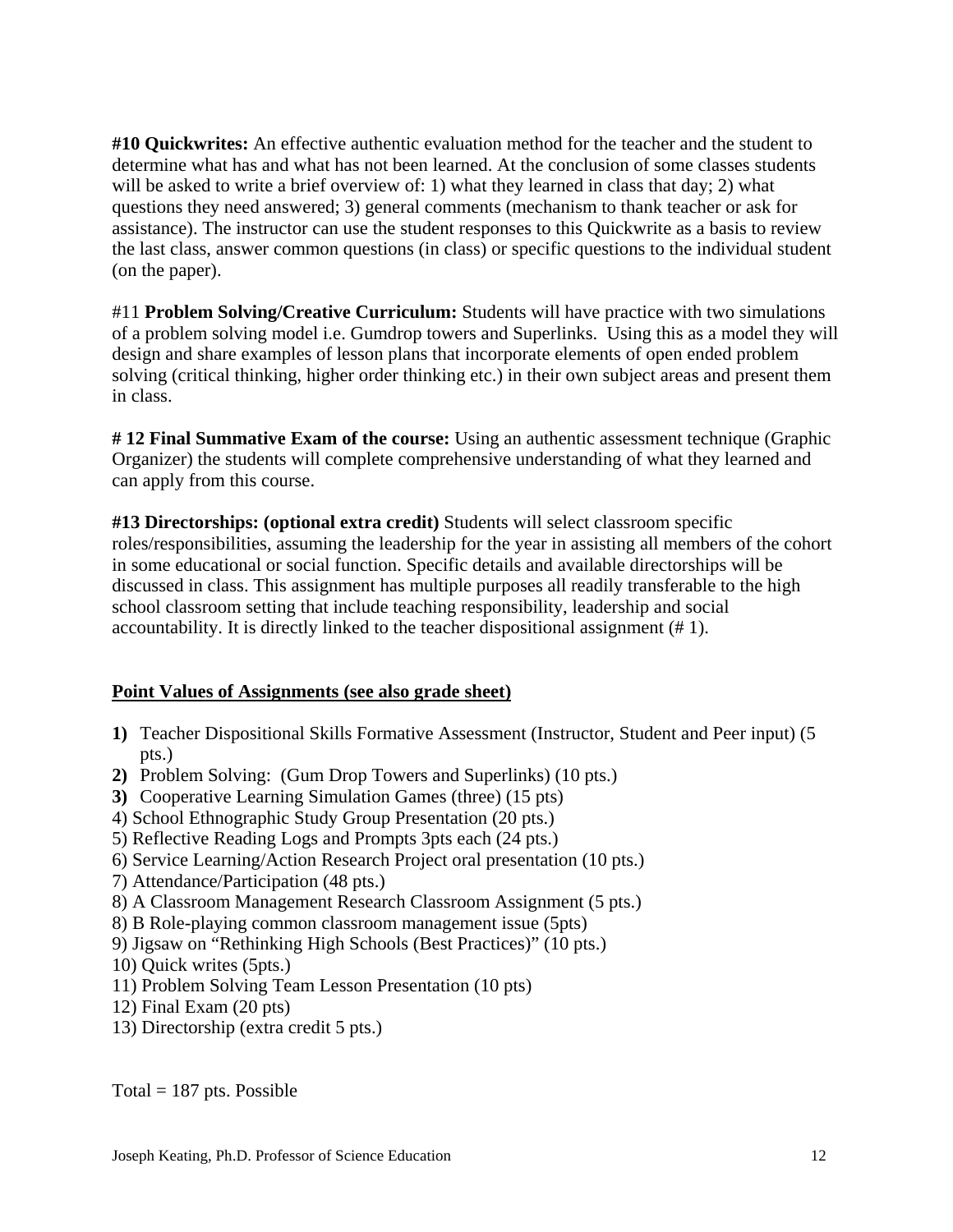**#10 Quickwrites:** An effective authentic evaluation method for the teacher and the student to determine what has and what has not been learned. At the conclusion of some classes students will be asked to write a brief overview of: 1) what they learned in class that day; 2) what questions they need answered; 3) general comments (mechanism to thank teacher or ask for assistance). The instructor can use the student responses to this Quickwrite as a basis to review the last class, answer common questions (in class) or specific questions to the individual student (on the paper).

#11 **Problem Solving/Creative Curriculum:** Students will have practice with two simulations of a problem solving model i.e. Gumdrop towers and Superlinks. Using this as a model they will design and share examples of lesson plans that incorporate elements of open ended problem solving (critical thinking, higher order thinking etc.) in their own subject areas and present them in class.

**# 12 Final Summative Exam of the course:** Using an authentic assessment technique (Graphic Organizer) the students will complete comprehensive understanding of what they learned and can apply from this course.

**#13 Directorships: (optional extra credit)** Students will select classroom specific roles/responsibilities, assuming the leadership for the year in assisting all members of the cohort in some educational or social function. Specific details and available directorships will be discussed in class. This assignment has multiple purposes all readily transferable to the high school classroom setting that include teaching responsibility, leadership and social accountability. It is directly linked to the teacher dispositional assignment (# 1).

**Point Values of Assignments (see also grade sheet)**

**1)** Teacher Dispositional Skills Formative Assessment (Instructor, Student and Peer input) (5 pts.)
**2)** Problem Solving: (Gum Drop Towers and Superlinks) (10 pts.)
**3)** Cooperative Learning Simulation Games (three) (15 pts)
4) School Ethnographic Study Group Presentation (20 pts.)
5) Reflective Reading Logs and Prompts 3pts each (24 pts.)
6) Service Learning/Action Research Project oral presentation (10 pts.)
7) Attendance/Participation (48 pts.)
8) A Classroom Management Research Classroom Assignment (5 pts.)
8) B Role-playing common classroom management issue (5pts)
9) Jigsaw on “Rethinking High Schools (Best Practices)” (10 pts.)
10) Quick writes (5pts.)
11) Problem Solving Team Lesson Presentation (10 pts)
12) Final Exam (20 pts)
13) Directorship (extra credit 5 pts.)

Total = 187 pts. Possible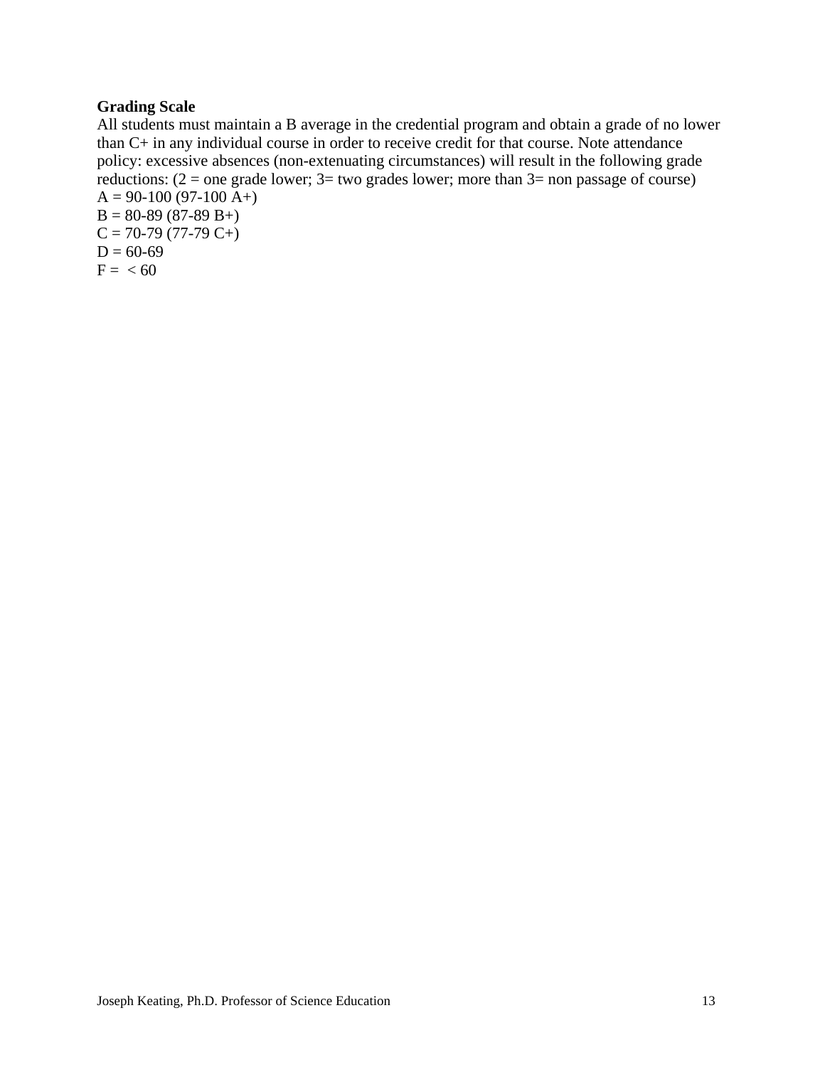**Grading Scale**

All students must maintain a B average in the credential program and obtain a grade of no lower than C+ in any individual course in order to receive credit for that course. Note attendance policy: excessive absences (non-extenuating circumstances) will result in the following grade reductions: (2 = one grade lower; 3= two grades lower; more than 3= non passage of course)

A = 90-100 (97-100 A+)
B = 80-89 (87-89 B+)
C = 70-79 (77-79 C+)
D = 60-69
F = < 60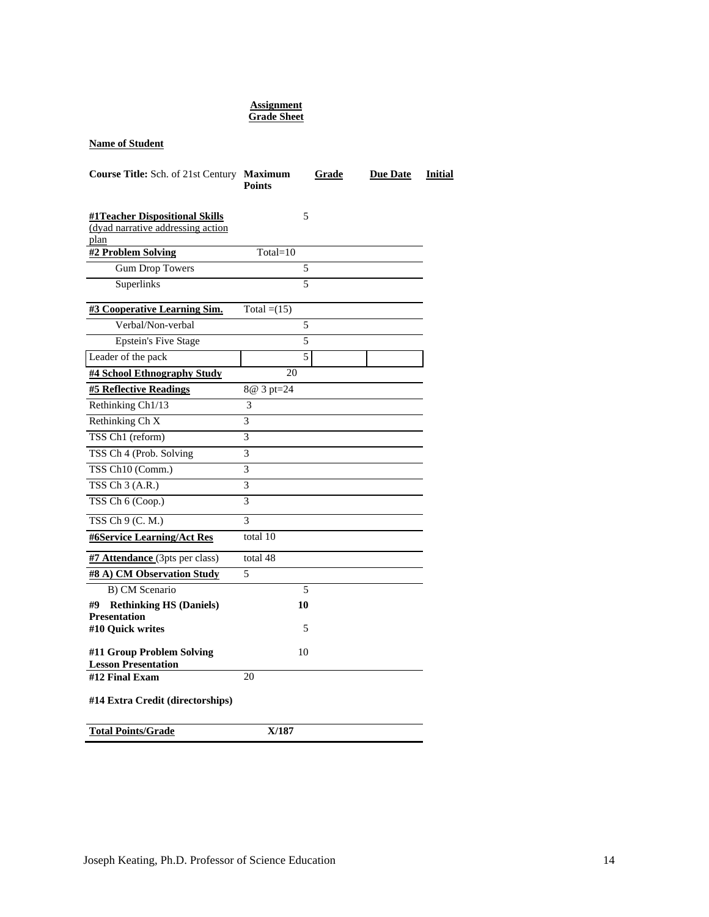**Assignment**
**Grade Sheet**

**Name of Student**

| **Course Title:** Sch. of 21st Century | **Maximum Points** | **Grade** | **Due Date** | **Initial** |
|---|---|---|---|---|
| **#1Teacher Dispositional Skills** (dyad narrative addressing action plan | 5 | | | |
| **#2 Problem Solving** | Total=10 | | | |
| Gum Drop Towers | 5 | | | |
| Superlinks | 5 | | | |
| **#3 Cooperative Learning Sim.** | Total =(15) | | | |
| Verbal/Non-verbal | 5 | | | |
| Epstein's Five Stage | 5 | | | |
| Leader of the pack | 5 | | | |
| **#4 School Ethnography Study** | 20 | | | |
| **#5 Reflective Readings** | 8@ 3 pt=24 | | | |
| Rethinking Ch1/13 | 3 | | | |
| Rethinking Ch X | 3 | | | |
| TSS Ch1 (reform) | 3 | | | |
| TSS Ch 4 (Prob. Solving | 3 | | | |
| TSS Ch10 (Comm.) | 3 | | | |
| TSS Ch 3 (A.R.) | 3 | | | |
| TSS Ch 6 (Coop.) | 3 | | | |
| TSS Ch 9 (C. M.) | 3 | | | |
| **#6Service Learning/Act Res** | total 10 | | | |
| **#7 Attendance** (3pts per class) | total 48 | | | |
| **#8 A) CM Observation Study** | 5 | | | |
| B) CM Scenario | 5 | | | |
| **#9 Rethinking HS (Daniels) Presentation** | **10** | | | |
| **#10 Quick writes** | 5 | | | |
| **#11 Group Problem Solving Lesson Presentation** | 10 | | | |
| **#12 Final Exam** | 20 | | | |
| **#14 Extra Credit (directorships)** | | | | |
| **Total Points/Grade** | **X/187** | | | |

Joseph Keating, Ph.D. Professor of Science Education